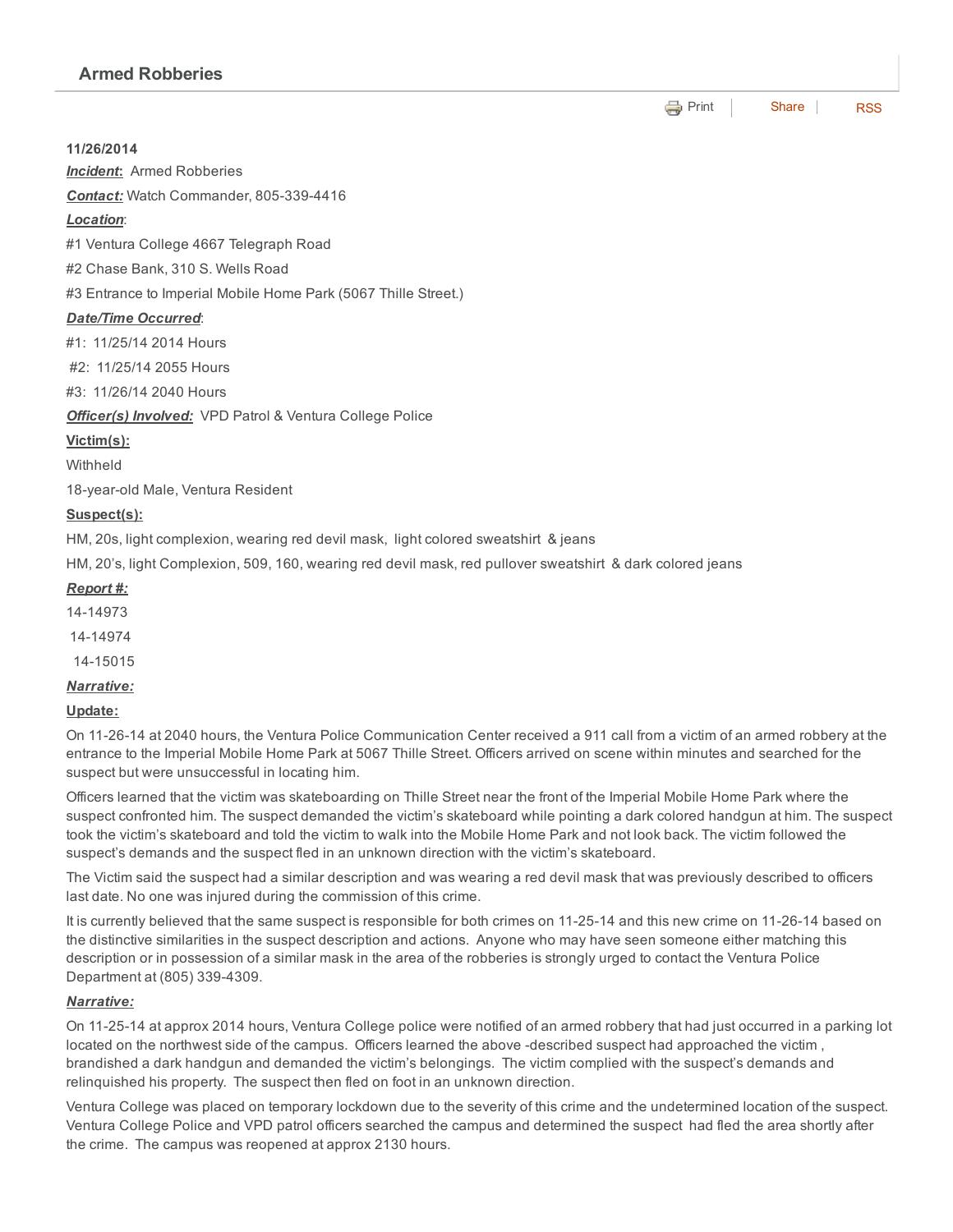## Armed Robberies

Print | Share | RSS

**11/26/2014**

***Incident*:** Armed Robberies

***Contact:*** Watch Commander, 805-339-4416

***Location***:

#1 Ventura College 4667 Telegraph Road

#2 Chase Bank, 310 S. Wells Road

#3 Entrance to Imperial Mobile Home Park (5067 Thille Street.)

***Date/Time Occurred***:

#1: 11/25/14 2014 Hours

#2: 11/25/14 2055 Hours

#3: 11/26/14 2040 Hours

***Officer(s) Involved:*** VPD Patrol & Ventura College Police

**Victim(s):**

Withheld

18-year-old Male, Ventura Resident

**Suspect(s):**

HM, 20s, light complexion, wearing red devil mask, light colored sweatshirt & jeans

HM, 20's, light Complexion, 509, 160, wearing red devil mask, red pullover sweatshirt & dark colored jeans

***Report #:***

14-14973

14-14974

14-15015

***Narrative:***

**Update:**

On 11-26-14 at 2040 hours, the Ventura Police Communication Center received a 911 call from a victim of an armed robbery at the entrance to the Imperial Mobile Home Park at 5067 Thille Street. Officers arrived on scene within minutes and searched for the suspect but were unsuccessful in locating him.

Officers learned that the victim was skateboarding on Thille Street near the front of the Imperial Mobile Home Park where the suspect confronted him. The suspect demanded the victim's skateboard while pointing a dark colored handgun at him. The suspect took the victim's skateboard and told the victim to walk into the Mobile Home Park and not look back. The victim followed the suspect's demands and the suspect fled in an unknown direction with the victim's skateboard.

The Victim said the suspect had a similar description and was wearing a red devil mask that was previously described to officers last date. No one was injured during the commission of this crime.

It is currently believed that the same suspect is responsible for both crimes on 11-25-14 and this new crime on 11-26-14 based on the distinctive similarities in the suspect description and actions. Anyone who may have seen someone either matching this description or in possession of a similar mask in the area of the robberies is strongly urged to contact the Ventura Police Department at (805) 339-4309.

***Narrative:***

On 11-25-14 at approx 2014 hours, Ventura College police were notified of an armed robbery that had just occurred in a parking lot located on the northwest side of the campus. Officers learned the above -described suspect had approached the victim , brandished a dark handgun and demanded the victim's belongings. The victim complied with the suspect's demands and relinquished his property. The suspect then fled on foot in an unknown direction.

Ventura College was placed on temporary lockdown due to the severity of this crime and the undetermined location of the suspect. Ventura College Police and VPD patrol officers searched the campus and determined the suspect had fled the area shortly after the crime. The campus was reopened at approx 2130 hours.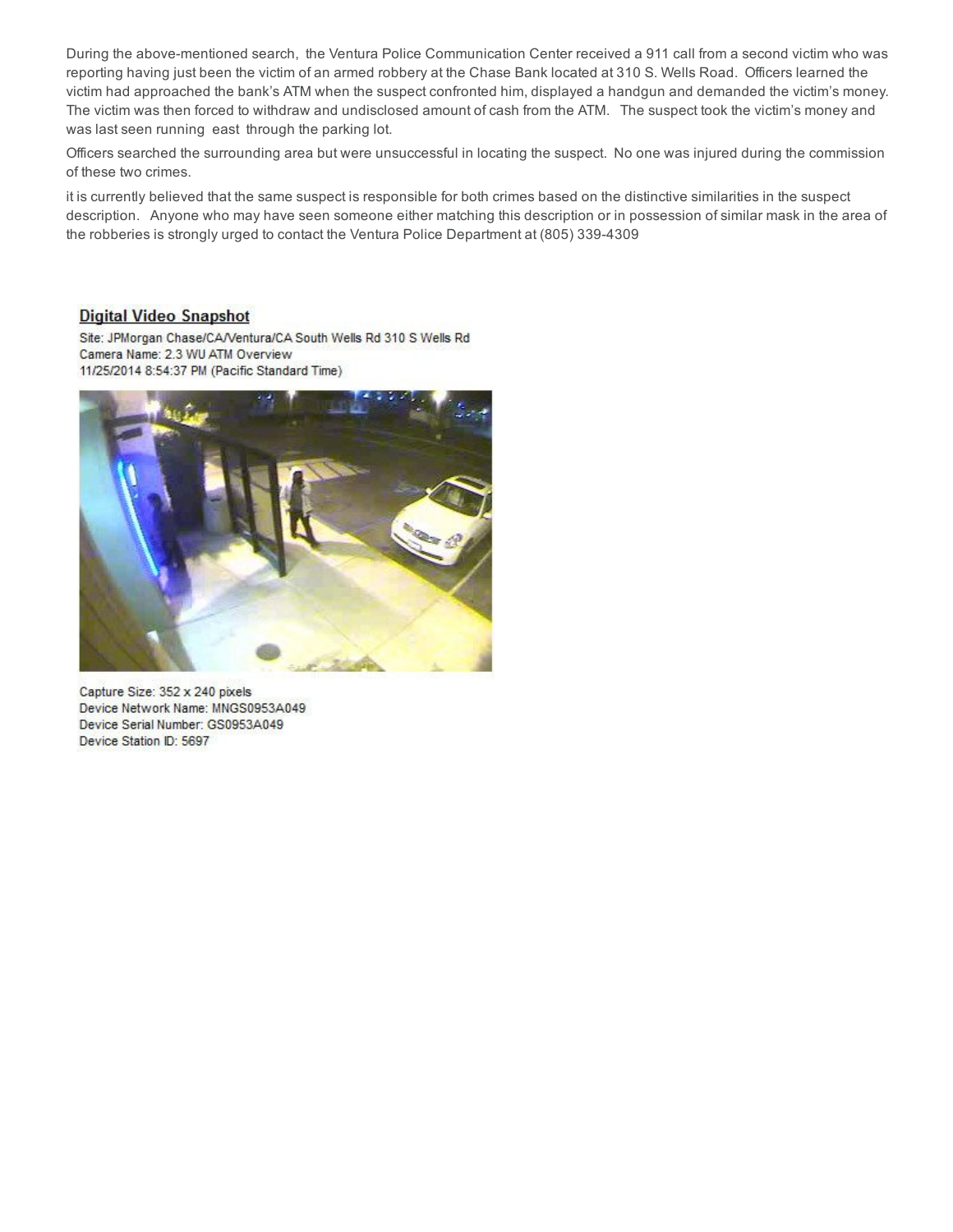During the above-mentioned search, the Ventura Police Communication Center received a 911 call from a second victim who was reporting having just been the victim of an armed robbery at the Chase Bank located at 310 S. Wells Road. Officers learned the victim had approached the bank's ATM when the suspect confronted him, displayed a handgun and demanded the victim's money. The victim was then forced to withdraw and undisclosed amount of cash from the ATM. The suspect took the victim's money and was last seen running east through the parking lot.

Officers searched the surrounding area but were unsuccessful in locating the suspect. No one was injured during the commission of these two crimes.

it is currently believed that the same suspect is responsible for both crimes based on the distinctive similarities in the suspect description. Anyone who may have seen someone either matching this description or in possession of similar mask in the area of the robberies is strongly urged to contact the Ventura Police Department at (805) 339-4309

**Digital Video Snapshot**

Site: JPMorgan Chase/CA/Ventura/CA South Wells Rd 310 S Wells Rd
Camera Name: 2.3 WU ATM Overview
11/25/2014 8:54:37 PM (Pacific Standard Time)

Capture Size: 352 x 240 pixels
Device Network Name: MNGS0953A049
Device Serial Number: GS0953A049
Device Station ID: 5697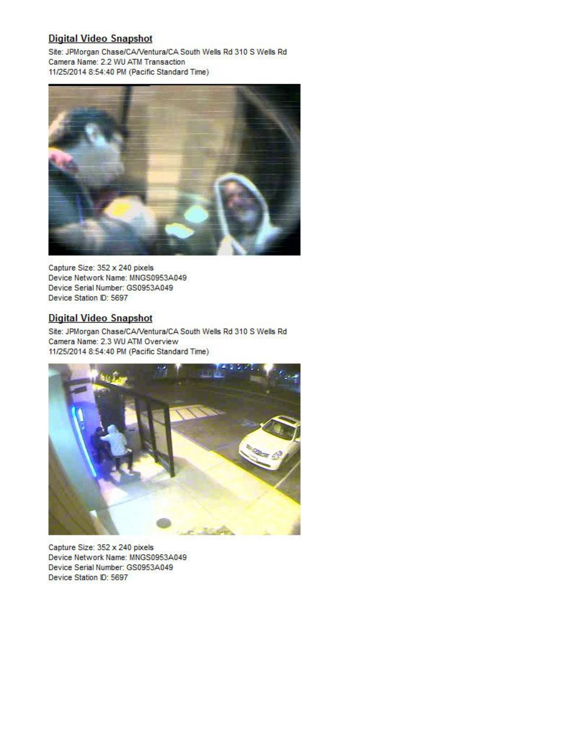## Digital Video Snapshot

Site: JPMorgan Chase/CA/Ventura/CA South Wells Rd 310 S Wells Rd
Camera Name: 2.2 WU ATM Transaction
11/25/2014 8:54:40 PM (Pacific Standard Time)

Capture Size: 352 x 240 pixels
Device Network Name: MNGS0953A049
Device Serial Number: GS0953A049
Device Station ID: 5697

## Digital Video Snapshot

Site: JPMorgan Chase/CA/Ventura/CA South Wells Rd 310 S Wells Rd
Camera Name: 2.3 WU ATM Overview
11/25/2014 8:54:40 PM (Pacific Standard Time)

Capture Size: 352 x 240 pixels
Device Network Name: MNGS0953A049
Device Serial Number: GS0953A049
Device Station ID: 5697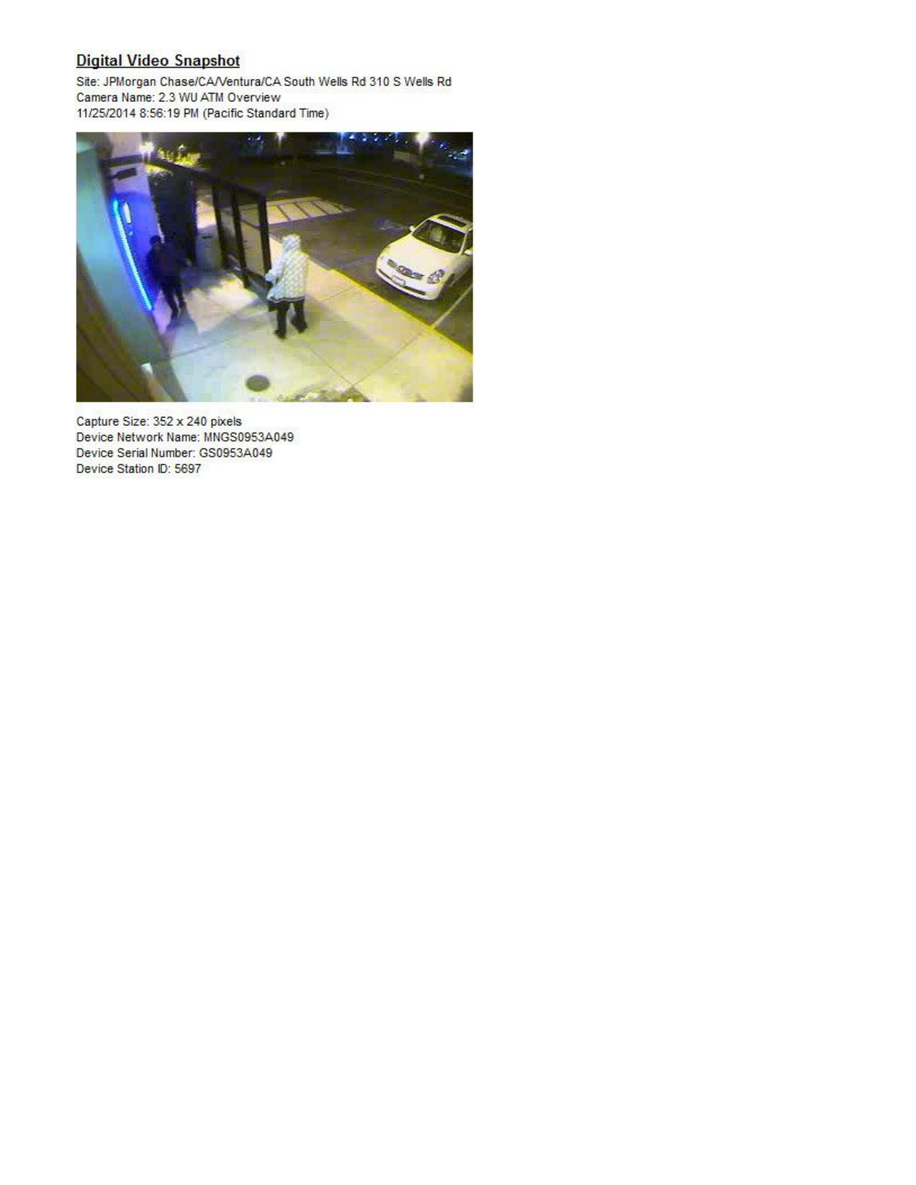## Digital Video Snapshot

Site: JPMorgan Chase/CA/Ventura/CA South Wells Rd 310 S Wells Rd
Camera Name: 2.3 WU ATM Overview
11/25/2014 8:56:19 PM (Pacific Standard Time)

Capture Size: 352 x 240 pixels
Device Network Name: MNGS0953A049
Device Serial Number: GS0953A049
Device Station ID: 5697